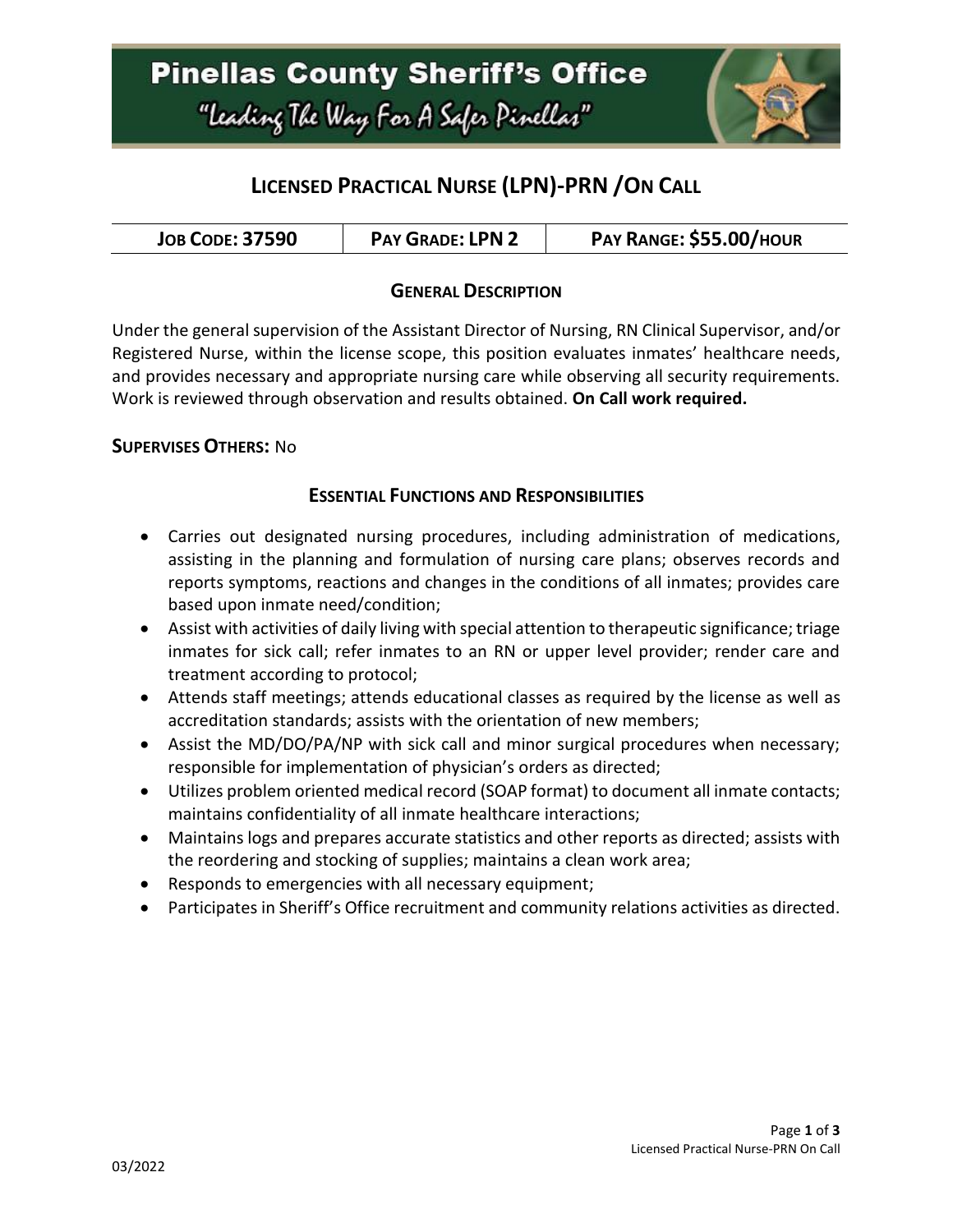# Pinellas County Sheriff's Office

"Leading The Way For A Safer Pinellas"

## Licensed Practical Nurse (LPN)-PRN /On Call

| Job Code: 37590 | Pay Grade: LPN 2 | Pay Range: $55.00/hour |
|---|---|---|

### General Description

Under the general supervision of the Assistant Director of Nursing, RN Clinical Supervisor, and/or Registered Nurse, within the license scope, this position evaluates inmates' healthcare needs, and provides necessary and appropriate nursing care while observing all security requirements. Work is reviewed through observation and results obtained. **On Call work required.**

**Supervises Others:** No

### Essential Functions and Responsibilities

- Carries out designated nursing procedures, including administration of medications, assisting in the planning and formulation of nursing care plans; observes records and reports symptoms, reactions and changes in the conditions of all inmates; provides care based upon inmate need/condition;
- Assist with activities of daily living with special attention to therapeutic significance; triage inmates for sick call; refer inmates to an RN or upper level provider; render care and treatment according to protocol;
- Attends staff meetings; attends educational classes as required by the license as well as accreditation standards; assists with the orientation of new members;
- Assist the MD/DO/PA/NP with sick call and minor surgical procedures when necessary; responsible for implementation of physician's orders as directed;
- Utilizes problem oriented medical record (SOAP format) to document all inmate contacts; maintains confidentiality of all inmate healthcare interactions;
- Maintains logs and prepares accurate statistics and other reports as directed; assists with the reordering and stocking of supplies; maintains a clean work area;
- Responds to emergencies with all necessary equipment;
- Participates in Sheriff's Office recruitment and community relations activities as directed.

03/2022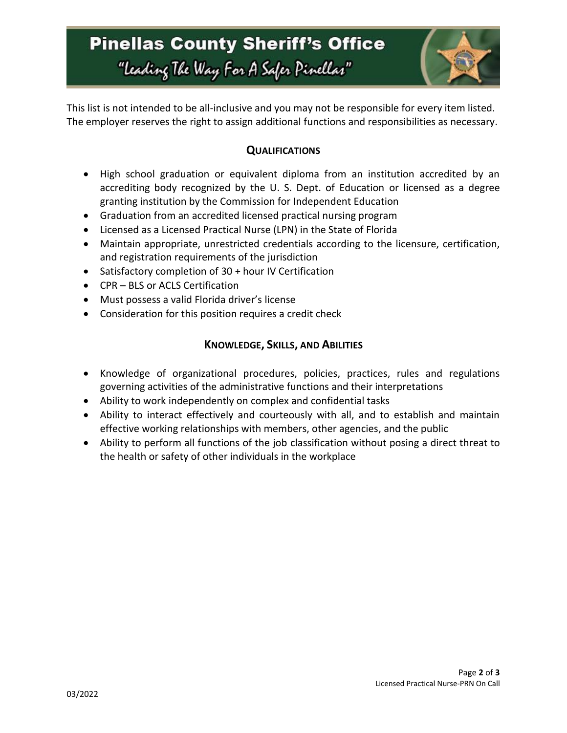This list is not intended to be all-inclusive and you may not be responsible for every item listed. The employer reserves the right to assign additional functions and responsibilities as necessary.

## QUALIFICATIONS

- High school graduation or equivalent diploma from an institution accredited by an accrediting body recognized by the U. S. Dept. of Education or licensed as a degree granting institution by the Commission for Independent Education
- Graduation from an accredited licensed practical nursing program
- Licensed as a Licensed Practical Nurse (LPN) in the State of Florida
- Maintain appropriate, unrestricted credentials according to the licensure, certification, and registration requirements of the jurisdiction
- Satisfactory completion of 30 + hour IV Certification
- CPR – BLS or ACLS Certification
- Must possess a valid Florida driver's license
- Consideration for this position requires a credit check

## KNOWLEDGE, SKILLS, AND ABILITIES

- Knowledge of organizational procedures, policies, practices, rules and regulations governing activities of the administrative functions and their interpretations
- Ability to work independently on complex and confidential tasks
- Ability to interact effectively and courteously with all, and to establish and maintain effective working relationships with members, other agencies, and the public
- Ability to perform all functions of the job classification without posing a direct threat to the health or safety of other individuals in the workplace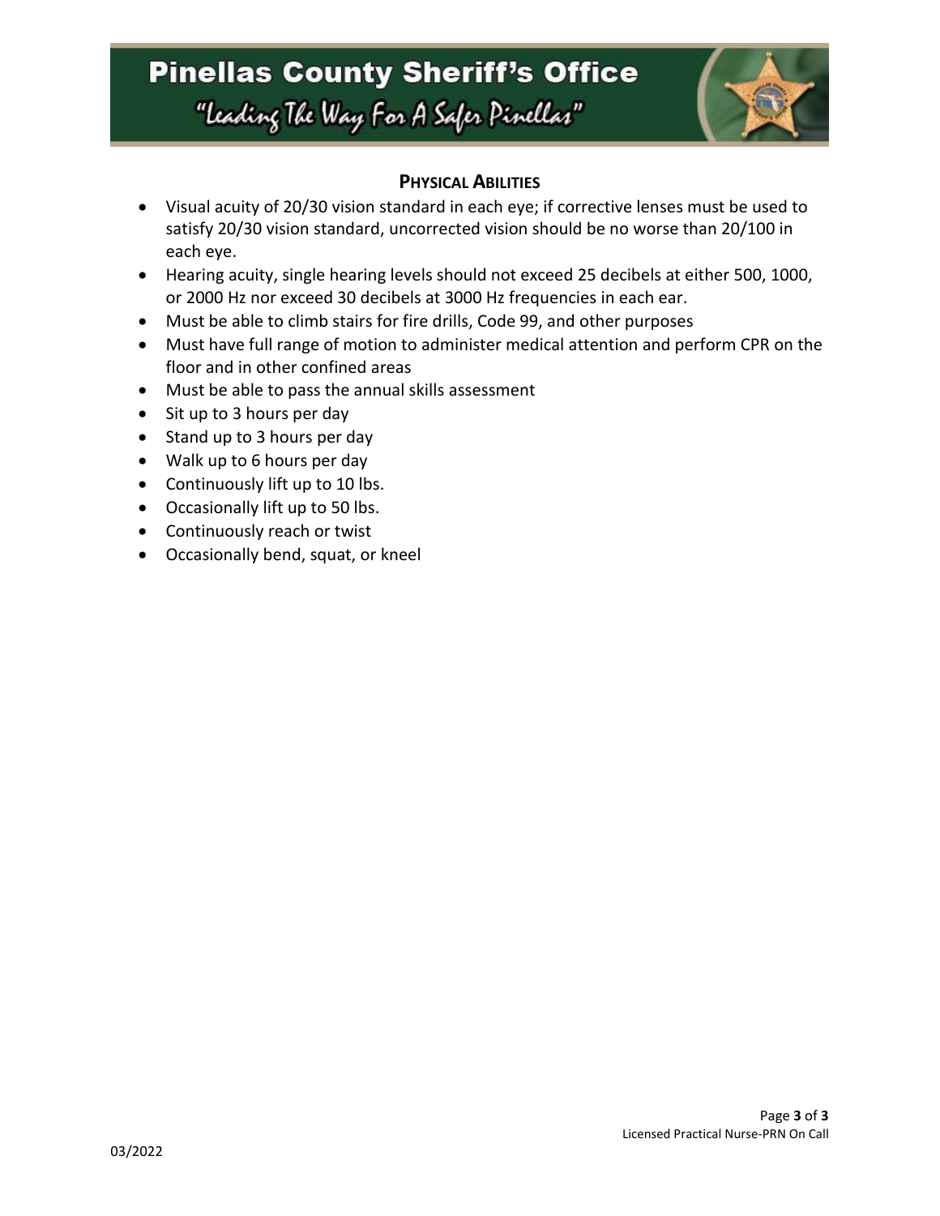## Physical Abilities

- Visual acuity of 20/30 vision standard in each eye; if corrective lenses must be used to satisfy 20/30 vision standard, uncorrected vision should be no worse than 20/100 in each eye.
- Hearing acuity, single hearing levels should not exceed 25 decibels at either 500, 1000, or 2000 Hz nor exceed 30 decibels at 3000 Hz frequencies in each ear.
- Must be able to climb stairs for fire drills, Code 99, and other purposes
- Must have full range of motion to administer medical attention and perform CPR on the floor and in other confined areas
- Must be able to pass the annual skills assessment
- Sit up to 3 hours per day
- Stand up to 3 hours per day
- Walk up to 6 hours per day
- Continuously lift up to 10 lbs.
- Occasionally lift up to 50 lbs.
- Continuously reach or twist
- Occasionally bend, squat, or kneel